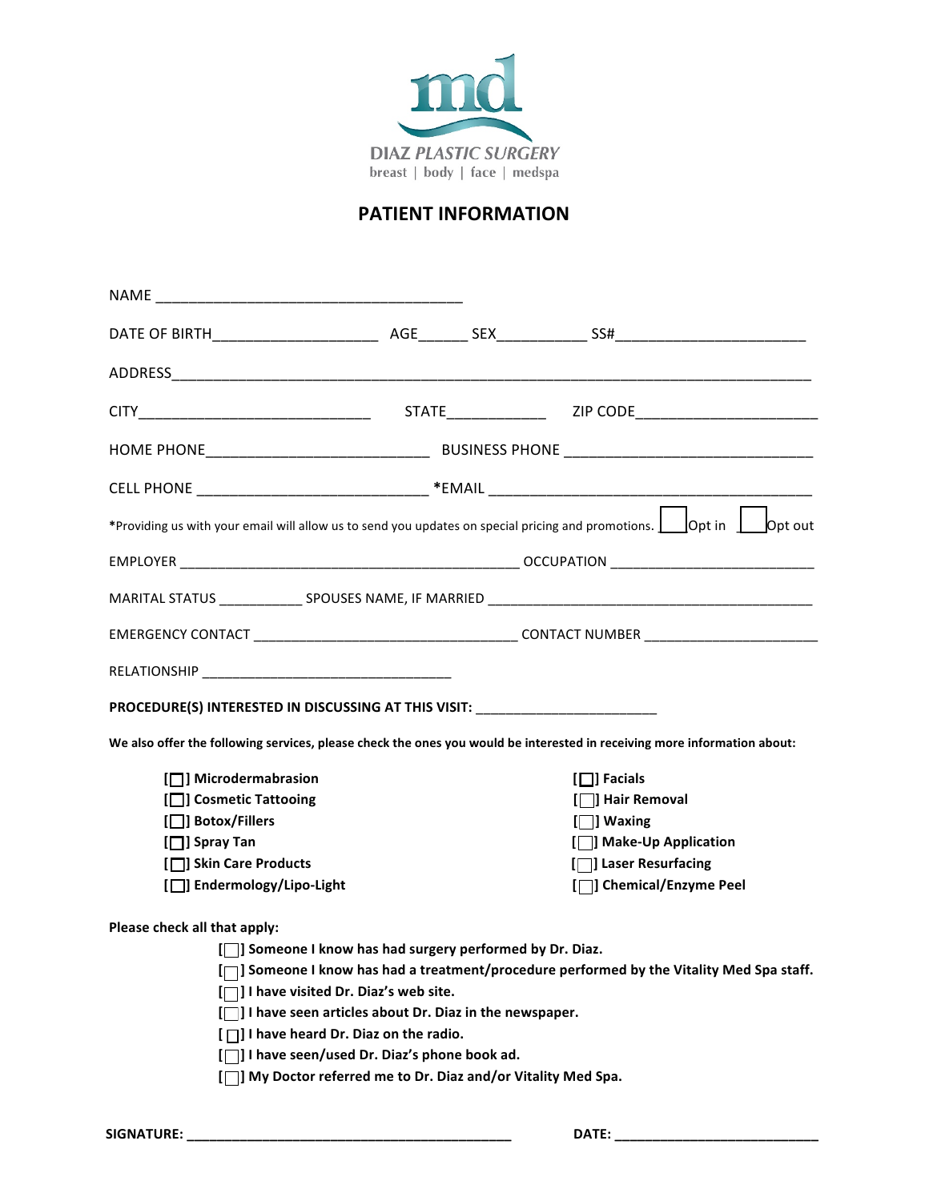md

DIAZ PLASTIC SURGERY

breast | body | face | medspa

## PATIENT INFORMATION

NAME ______________________________________

DATE OF BIRTH____________________ AGE______ SEX___________ SS#_______________________

ADDRESS_________________________________________________________________________________

CITY____________________________ STATE____________ ZIP CODE______________________

HOME PHONE___________________________ BUSINESS PHONE ______________________________

CELL PHONE ____________________________ *EMAIL __________________________________________

*Providing us with your email will allow us to send you updates on special pricing and promotions. [ ] Opt in [ ] Opt out

EMPLOYER __________________________________________ OCCUPATION _________________________

MARITAL STATUS ___________ SPOUSES NAME, IF MARRIED __________________________________________

EMERGENCY CONTACT _________________________________ CONTACT NUMBER _____________________

RELATIONSHIP _______________________________

**PROCEDURE(S) INTERESTED IN DISCUSSING AT THIS VISIT:** _______________________

**We also offer the following services, please check the ones you would be interested in receiving more information about:**

- **[ ] Microdermabrasion**
- **[ ] Cosmetic Tattooing**
- **[ ] Botox/Fillers**
- **[ ] Spray Tan**
- **[ ] Skin Care Products**
- **[ ] Endermology/Lipo-Light**
- **[ ] Facials**
- **[ ] Hair Removal**
- **[ ] Waxing**
- **[ ] Make-Up Application**
- **[ ] Laser Resurfacing**
- **[ ] Chemical/Enzyme Peel**

**Please check all that apply:**

- **[ ] Someone I know has had surgery performed by Dr. Diaz.**
- **[ ] Someone I know has had a treatment/procedure performed by the Vitality Med Spa staff.**
- **[ ] I have visited Dr. Diaz's web site.**
- **[ ] I have seen articles about Dr. Diaz in the newspaper.**
- **[ ] I have heard Dr. Diaz on the radio.**
- **[ ] I have seen/used Dr. Diaz's phone book ad.**
- **[ ] My Doctor referred me to Dr. Diaz and/or Vitality Med Spa.**

**SIGNATURE: ___________________________________________** **DATE: ___________________________**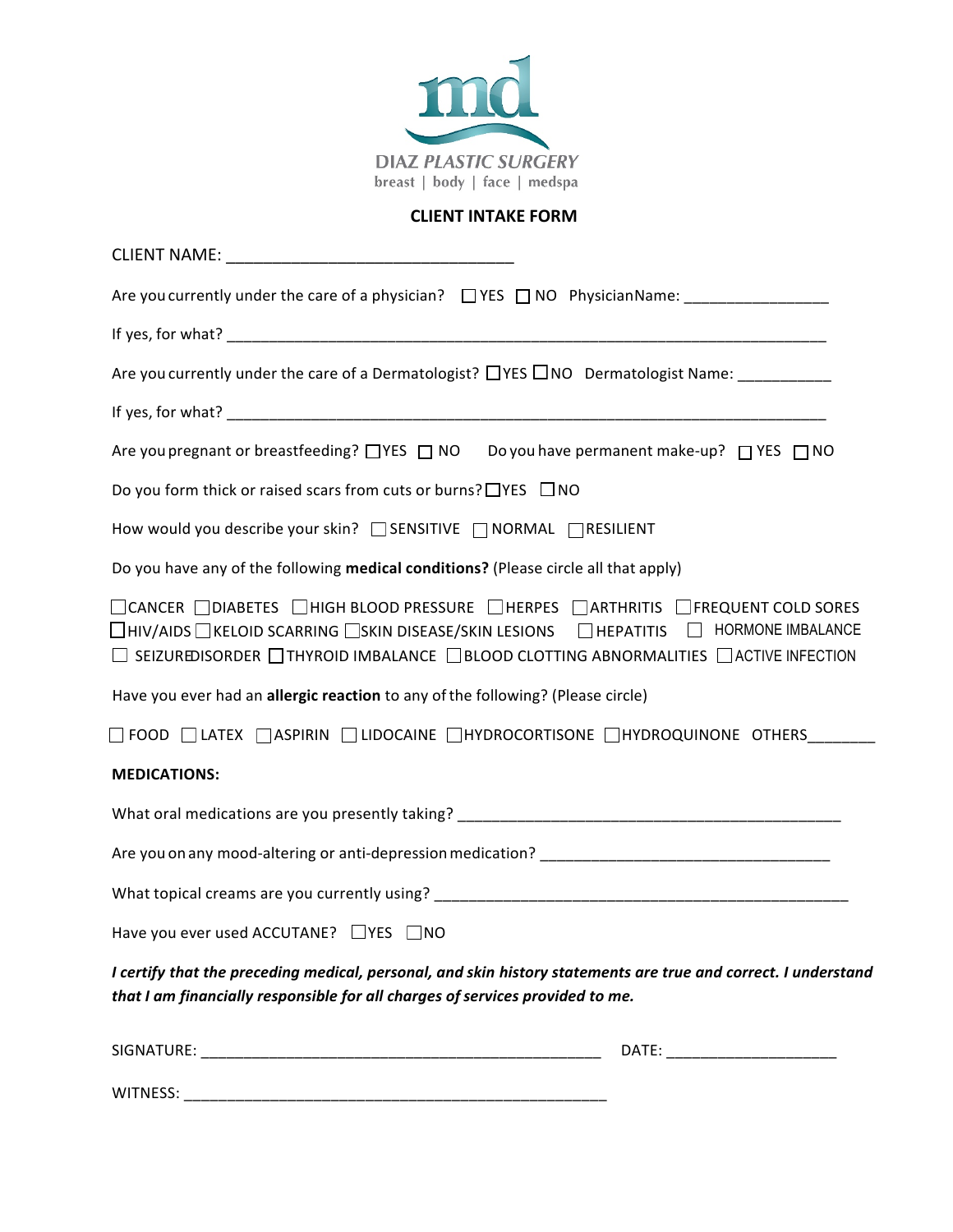DIAZ PLASTIC SURGERY

breast | body | face | medspa

**CLIENT INTAKE FORM**

CLIENT NAME: ______________________________

Are you currently under the care of a physician? ☐ YES ☐ NO PhysicianName: ________________

If yes, for what? ______________________________________________________________________

Are you currently under the care of a Dermatologist? ☐YES ☐NO Dermatologist Name: __________

If yes, for what? ______________________________________________________________________

Are you pregnant or breastfeeding? ☐YES ☐ NO Do you have permanent make-up? ☐ YES ☐NO

Do you form thick or raised scars from cuts or burns? ☐YES ☐NO

How would you describe your skin? ☐ SENSITIVE ☐ NORMAL ☐RESILIENT

Do you have any of the following **medical conditions?** (Please circle all that apply)

☐CANCER ☐DIABETES ☐HIGH BLOOD PRESSURE ☐HERPES ☐ARTHRITIS ☐FREQUENT COLD SORES
☐HIV/AIDS ☐KELOID SCARRING ☐SKIN DISEASE/SKIN LESIONS ☐HEPATITIS ☐ HORMONE IMBALANCE
☐ SEIZUREDISORDER ☐THYROID IMBALANCE ☐BLOOD CLOTTING ABNORMALITIES ☐ACTIVE INFECTION

Have you ever had an **allergic reaction** to any of the following? (Please circle)

☐ FOOD ☐ LATEX ☐ASPIRIN ☐ LIDOCAINE ☐HYDROCORTISONE ☐HYDROQUINONE OTHERS_______

**MEDICATIONS:**

What oral medications are you presently taking? _____________________________________________

Are you on any mood-altering or anti-depression medication? __________________________________

What topical creams are you currently using? _______________________________________________

Have you ever used ACCUTANE? ☐YES ☐NO

***I certify that the preceding medical, personal, and skin history statements are true and correct. I understand that I am financially responsible for all charges of services provided to me.***

SIGNATURE: _____________________________________________ DATE: ___________________

WITNESS: _______________________________________________